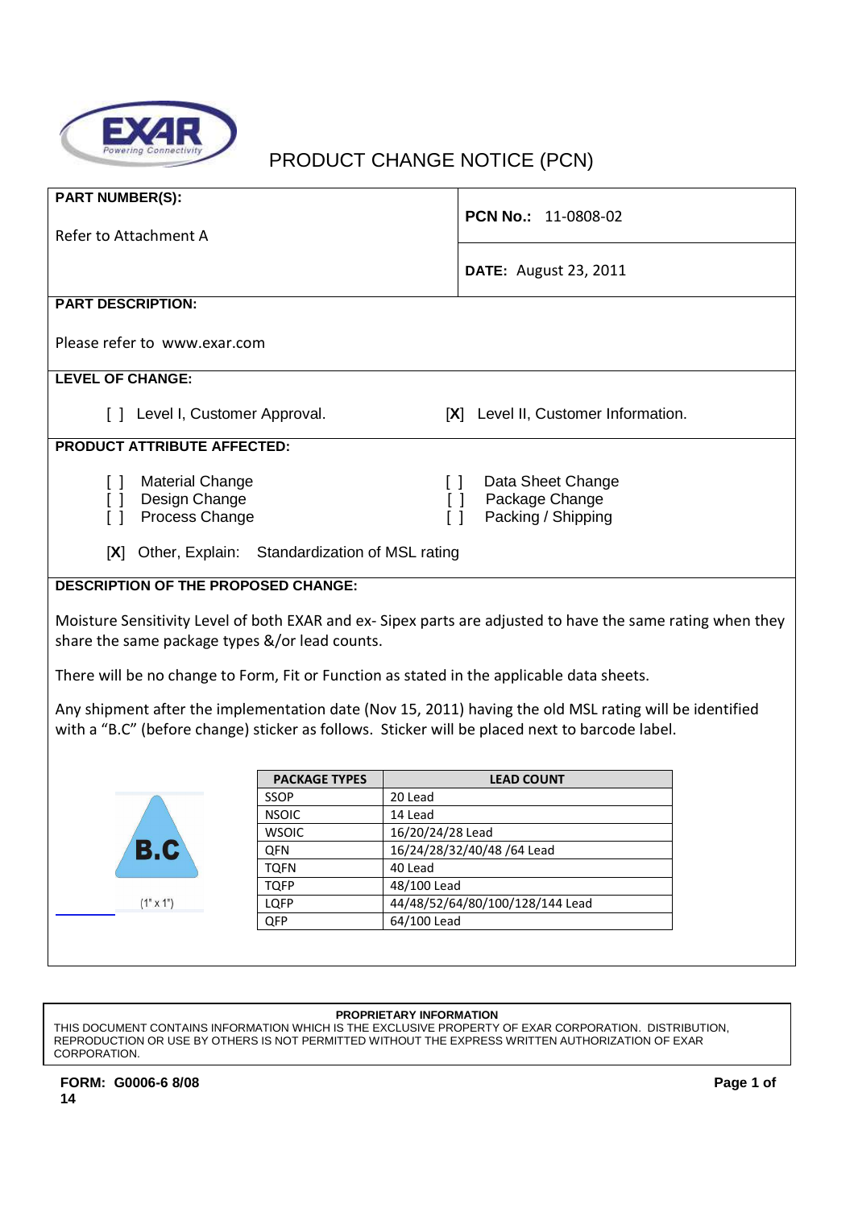# PRODUCT CHANGE NOTICE (PCN)

**PART NUMBER(S):**

Refer to Attachment A

**PCN No.:** 11-0808-02

**DATE:** August 23, 2011

**PART DESCRIPTION:**

Please refer to www.exar.com

**LEVEL OF CHANGE:**

[ ] Level I, Customer Approval.

[X] Level II, Customer Information.

**PRODUCT ATTRIBUTE AFFECTED:**

[ ] Material Change
[ ] Design Change
[ ] Process Change

[ ] Data Sheet Change
[ ] Package Change
[ ] Packing / Shipping

[X] Other, Explain: Standardization of MSL rating

**DESCRIPTION OF THE PROPOSED CHANGE:**

Moisture Sensitivity Level of both EXAR and ex- Sipex parts are adjusted to have the same rating when they share the same package types &/or lead counts.

There will be no change to Form, Fit or Function as stated in the applicable data sheets.

Any shipment after the implementation date (Nov 15, 2011) having the old MSL rating will be identified with a "B.C" (before change) sticker as follows. Sticker will be placed next to barcode label.

B.C

(1" x 1")

| PACKAGE TYPES | LEAD COUNT |
|---|---|
| SSOP | 20 Lead |
| NSOIC | 14 Lead |
| WSOIC | 16/20/24/28 Lead |
| QFN | 16/24/28/32/40/48 /64 Lead |
| TQFN | 40 Lead |
| TQFP | 48/100 Lead |
| LQFP | 44/48/52/64/80/100/128/144 Lead |
| QFP | 64/100 Lead |

**PROPRIETARY INFORMATION**

THIS DOCUMENT CONTAINS INFORMATION WHICH IS THE EXCLUSIVE PROPERTY OF EXAR CORPORATION. DISTRIBUTION, REPRODUCTION OR USE BY OTHERS IS NOT PERMITTED WITHOUT THE EXPRESS WRITTEN AUTHORIZATION OF EXAR CORPORATION.

**FORM: G0006-6 8/08**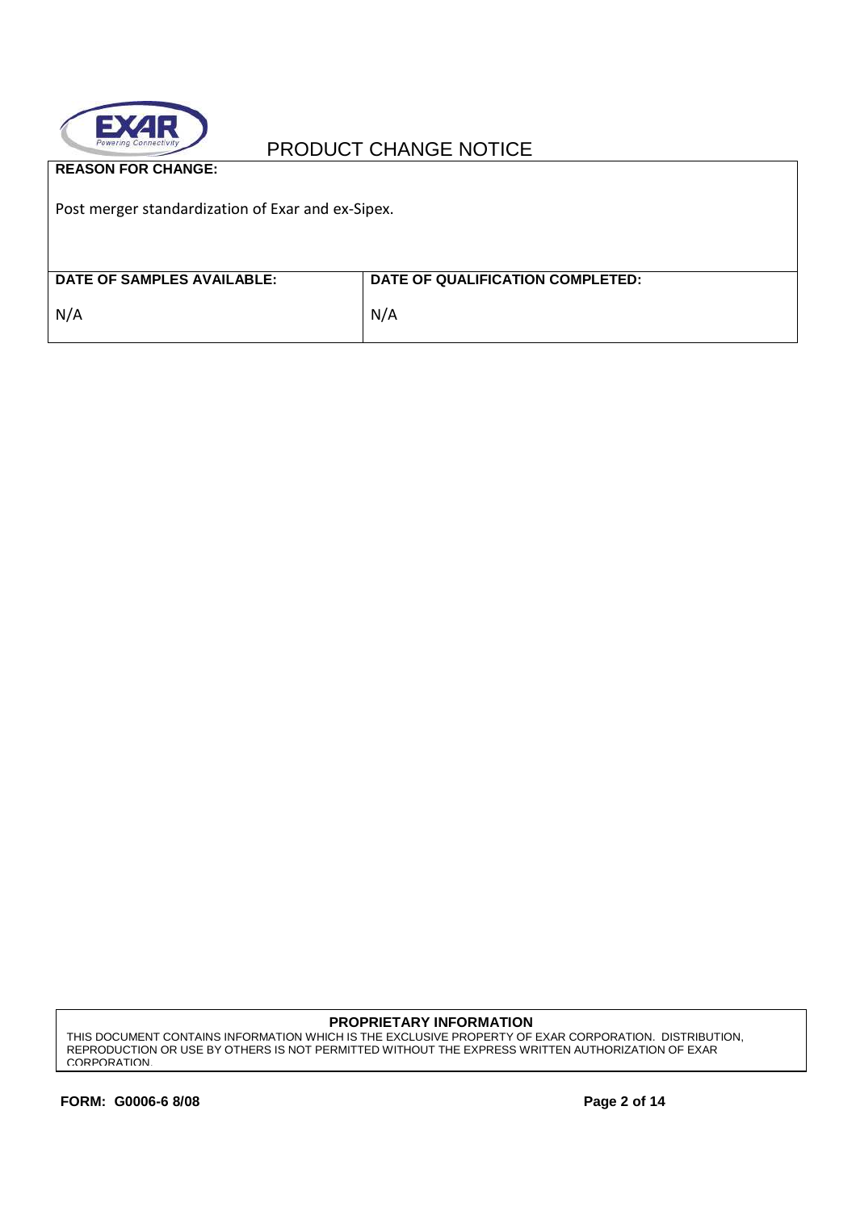# PRODUCT CHANGE NOTICE

**REASON FOR CHANGE:**

Post merger standardization of Exar and ex-Sipex.

| DATE OF SAMPLES AVAILABLE: | DATE OF QUALIFICATION COMPLETED: |
| --- | --- |
| N/A | N/A |

**PROPRIETARY INFORMATION**

THIS DOCUMENT CONTAINS INFORMATION WHICH IS THE EXCLUSIVE PROPERTY OF EXAR CORPORATION. DISTRIBUTION, REPRODUCTION OR USE BY OTHERS IS NOT PERMITTED WITHOUT THE EXPRESS WRITTEN AUTHORIZATION OF EXAR CORPORATION.

**FORM: G0006-6 8/08**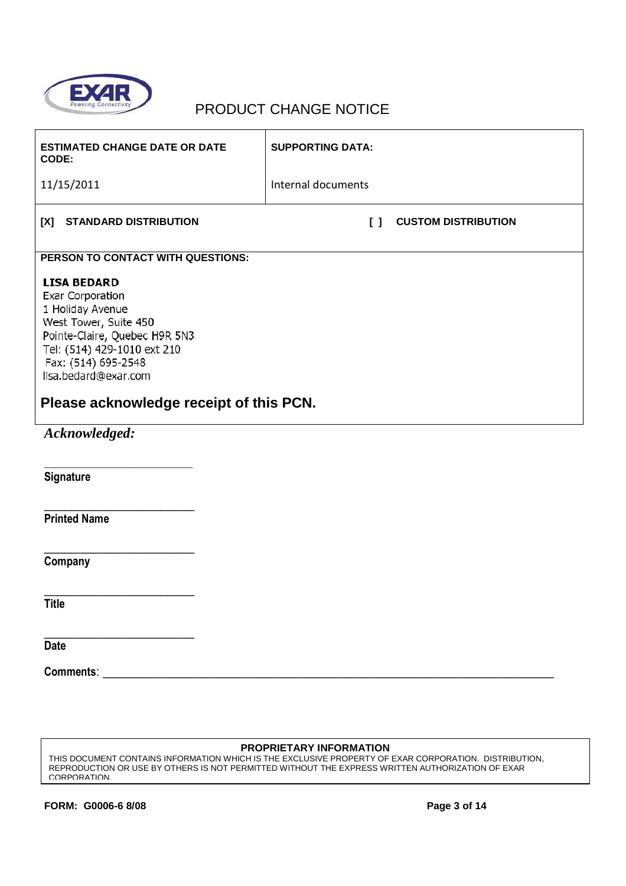# PRODUCT CHANGE NOTICE

| ESTIMATED CHANGE DATE OR DATE CODE: | SUPPORTING DATA: |
| --- | --- |
| 11/15/2011 | Internal documents |
| [X] STANDARD DISTRIBUTION | [ ] CUSTOM DISTRIBUTION |

**PERSON TO CONTACT WITH QUESTIONS:**

**LISA BEDARD**
Exar Corporation
1 Holiday Avenue
West Tower, Suite 450
Pointe-Claire, Quebec H9R 5N3
Tel: (514) 429-1010 ext 210
Fax: (514) 695-2548
lisa.bedard@exar.com

**Please acknowledge receipt of this PCN.**

***Acknowledged:***

______________________
**Signature**

______________________
**Printed Name**

______________________
**Company**

______________________
**Title**

______________________
**Date**

**Comments**: ______________________________________________________________________

**PROPRIETARY INFORMATION**
THIS DOCUMENT CONTAINS INFORMATION WHICH IS THE EXCLUSIVE PROPERTY OF EXAR CORPORATION. DISTRIBUTION, REPRODUCTION OR USE BY OTHERS IS NOT PERMITTED WITHOUT THE EXPRESS WRITTEN AUTHORIZATION OF EXAR CORPORATION.

**FORM: G0006-6 8/08**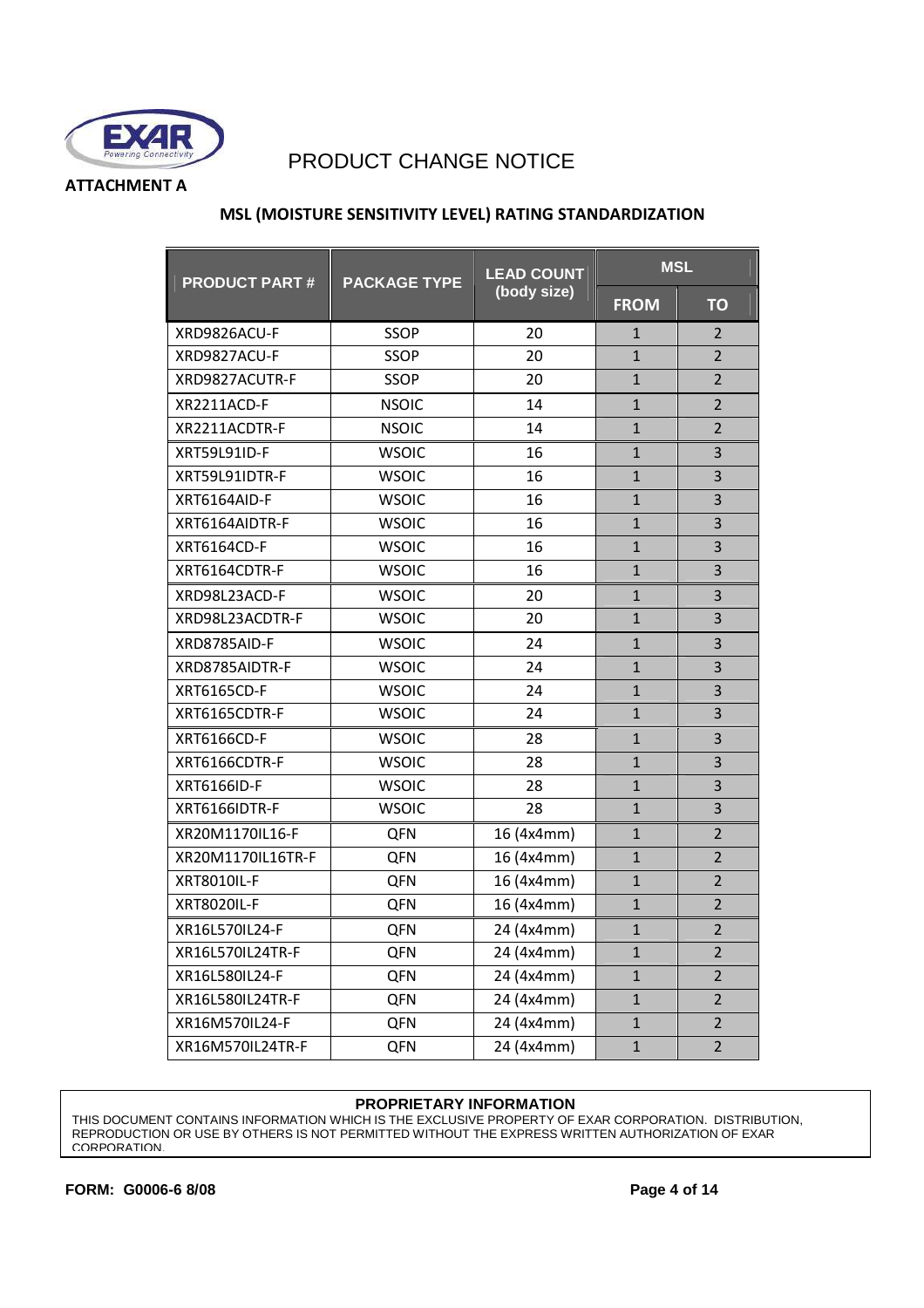PRODUCT CHANGE NOTICE

**ATTACHMENT A**

## MSL (MOISTURE SENSITIVITY LEVEL) RATING STANDARDIZATION

| PRODUCT PART # | PACKAGE TYPE | LEAD COUNT (body size) | MSL | |
|---|---|---|---|---|
| | | | FROM | TO |
| XRD9826ACU-F | SSOP | 20 | 1 | 2 |
| XRD9827ACU-F | SSOP | 20 | 1 | 2 |
| XRD9827ACUTR-F | SSOP | 20 | 1 | 2 |
| XR2211ACD-F | NSOIC | 14 | 1 | 2 |
| XR2211ACDTR-F | NSOIC | 14 | 1 | 2 |
| XRT59L91ID-F | WSOIC | 16 | 1 | 3 |
| XRT59L91IDTR-F | WSOIC | 16 | 1 | 3 |
| XRT6164AID-F | WSOIC | 16 | 1 | 3 |
| XRT6164AIDTR-F | WSOIC | 16 | 1 | 3 |
| XRT6164CD-F | WSOIC | 16 | 1 | 3 |
| XRT6164CDTR-F | WSOIC | 16 | 1 | 3 |
| XRD98L23ACD-F | WSOIC | 20 | 1 | 3 |
| XRD98L23ACDTR-F | WSOIC | 20 | 1 | 3 |
| XRD8785AID-F | WSOIC | 24 | 1 | 3 |
| XRD8785AIDTR-F | WSOIC | 24 | 1 | 3 |
| XRT6165CD-F | WSOIC | 24 | 1 | 3 |
| XRT6165CDTR-F | WSOIC | 24 | 1 | 3 |
| XRT6166CD-F | WSOIC | 28 | 1 | 3 |
| XRT6166CDTR-F | WSOIC | 28 | 1 | 3 |
| XRT6166ID-F | WSOIC | 28 | 1 | 3 |
| XRT6166IDTR-F | WSOIC | 28 | 1 | 3 |
| XR20M1170IL16-F | QFN | 16 (4x4mm) | 1 | 2 |
| XR20M1170IL16TR-F | QFN | 16 (4x4mm) | 1 | 2 |
| XRT8010IL-F | QFN | 16 (4x4mm) | 1 | 2 |
| XRT8020IL-F | QFN | 16 (4x4mm) | 1 | 2 |
| XR16L570IL24-F | QFN | 24 (4x4mm) | 1 | 2 |
| XR16L570IL24TR-F | QFN | 24 (4x4mm) | 1 | 2 |
| XR16L580IL24-F | QFN | 24 (4x4mm) | 1 | 2 |
| XR16L580IL24TR-F | QFN | 24 (4x4mm) | 1 | 2 |
| XR16M570IL24-F | QFN | 24 (4x4mm) | 1 | 2 |
| XR16M570IL24TR-F | QFN | 24 (4x4mm) | 1 | 2 |

**PROPRIETARY INFORMATION**

THIS DOCUMENT CONTAINS INFORMATION WHICH IS THE EXCLUSIVE PROPERTY OF EXAR CORPORATION. DISTRIBUTION, REPRODUCTION OR USE BY OTHERS IS NOT PERMITTED WITHOUT THE EXPRESS WRITTEN AUTHORIZATION OF EXAR CORPORATION.

**FORM: G0006-6 8/08**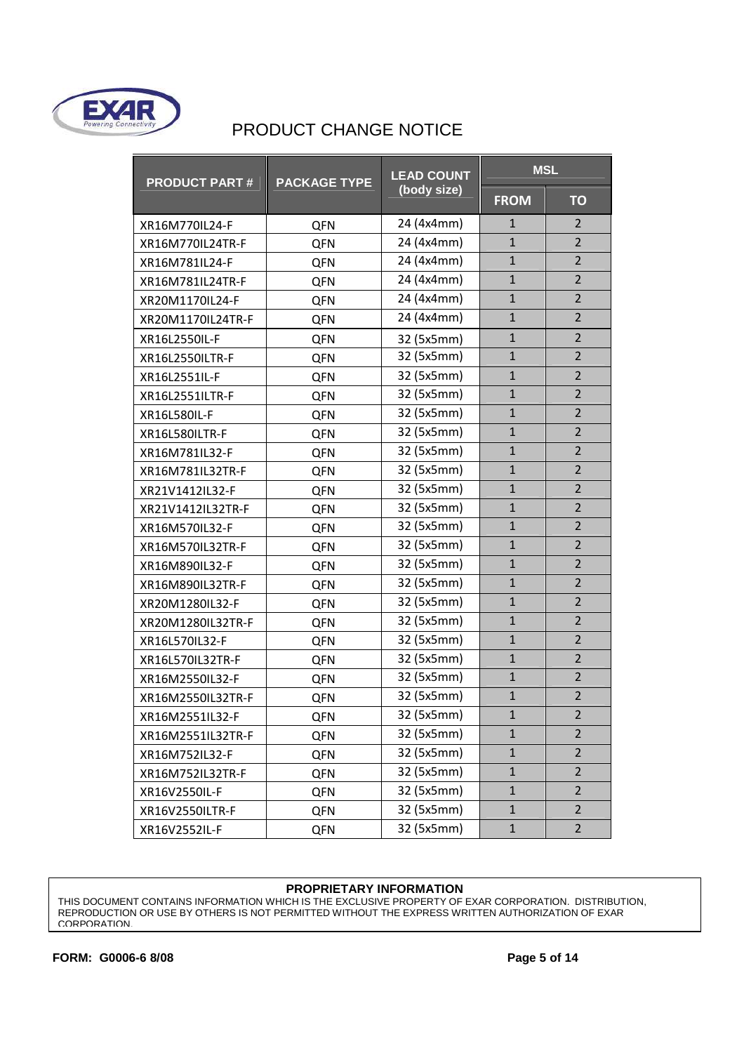# PRODUCT CHANGE NOTICE

| PRODUCT PART # | PACKAGE TYPE | LEAD COUNT (body size) | MSL | |
|---|---|---|---|---|
| | | | FROM | TO |
| XR16M770IL24-F | QFN | 24 (4x4mm) | 1 | 2 |
| XR16M770IL24TR-F | QFN | 24 (4x4mm) | 1 | 2 |
| XR16M781IL24-F | QFN | 24 (4x4mm) | 1 | 2 |
| XR16M781IL24TR-F | QFN | 24 (4x4mm) | 1 | 2 |
| XR20M1170IL24-F | QFN | 24 (4x4mm) | 1 | 2 |
| XR20M1170IL24TR-F | QFN | 24 (4x4mm) | 1 | 2 |
| XR16L2550IL-F | QFN | 32 (5x5mm) | 1 | 2 |
| XR16L2550ILTR-F | QFN | 32 (5x5mm) | 1 | 2 |
| XR16L2551IL-F | QFN | 32 (5x5mm) | 1 | 2 |
| XR16L2551ILTR-F | QFN | 32 (5x5mm) | 1 | 2 |
| XR16L580IL-F | QFN | 32 (5x5mm) | 1 | 2 |
| XR16L580ILTR-F | QFN | 32 (5x5mm) | 1 | 2 |
| XR16M781IL32-F | QFN | 32 (5x5mm) | 1 | 2 |
| XR16M781IL32TR-F | QFN | 32 (5x5mm) | 1 | 2 |
| XR21V1412IL32-F | QFN | 32 (5x5mm) | 1 | 2 |
| XR21V1412IL32TR-F | QFN | 32 (5x5mm) | 1 | 2 |
| XR16M570IL32-F | QFN | 32 (5x5mm) | 1 | 2 |
| XR16M570IL32TR-F | QFN | 32 (5x5mm) | 1 | 2 |
| XR16M890IL32-F | QFN | 32 (5x5mm) | 1 | 2 |
| XR16M890IL32TR-F | QFN | 32 (5x5mm) | 1 | 2 |
| XR20M1280IL32-F | QFN | 32 (5x5mm) | 1 | 2 |
| XR20M1280IL32TR-F | QFN | 32 (5x5mm) | 1 | 2 |
| XR16L570IL32-F | QFN | 32 (5x5mm) | 1 | 2 |
| XR16L570IL32TR-F | QFN | 32 (5x5mm) | 1 | 2 |
| XR16M2550IL32-F | QFN | 32 (5x5mm) | 1 | 2 |
| XR16M2550IL32TR-F | QFN | 32 (5x5mm) | 1 | 2 |
| XR16M2551IL32-F | QFN | 32 (5x5mm) | 1 | 2 |
| XR16M2551IL32TR-F | QFN | 32 (5x5mm) | 1 | 2 |
| XR16M752IL32-F | QFN | 32 (5x5mm) | 1 | 2 |
| XR16M752IL32TR-F | QFN | 32 (5x5mm) | 1 | 2 |
| XR16V2550IL-F | QFN | 32 (5x5mm) | 1 | 2 |
| XR16V2550ILTR-F | QFN | 32 (5x5mm) | 1 | 2 |
| XR16V2552IL-F | QFN | 32 (5x5mm) | 1 | 2 |

**PROPRIETARY INFORMATION**

THIS DOCUMENT CONTAINS INFORMATION WHICH IS THE EXCLUSIVE PROPERTY OF EXAR CORPORATION. DISTRIBUTION, REPRODUCTION OR USE BY OTHERS IS NOT PERMITTED WITHOUT THE EXPRESS WRITTEN AUTHORIZATION OF EXAR CORPORATION.

**FORM: G0006-6 8/08**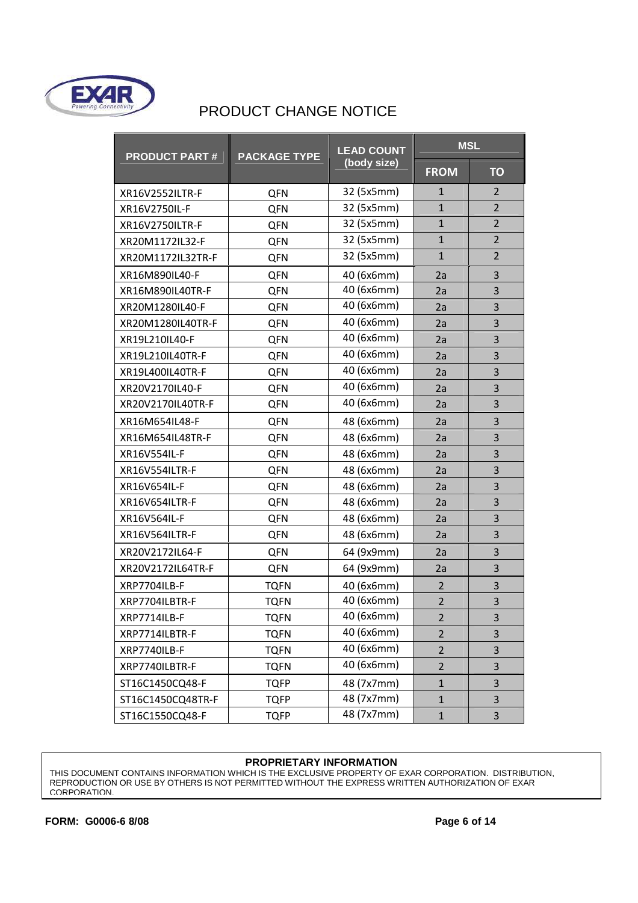# PRODUCT CHANGE NOTICE

| PRODUCT PART # | PACKAGE TYPE | LEAD COUNT (body size) | MSL | |
|---|---|---|---|---|
| | | | FROM | TO |
| XR16V2552ILTR-F | QFN | 32 (5x5mm) | 1 | 2 |
| XR16V2750IL-F | QFN | 32 (5x5mm) | 1 | 2 |
| XR16V2750ILTR-F | QFN | 32 (5x5mm) | 1 | 2 |
| XR20M1172IL32-F | QFN | 32 (5x5mm) | 1 | 2 |
| XR20M1172IL32TR-F | QFN | 32 (5x5mm) | 1 | 2 |
| XR16M890IL40-F | QFN | 40 (6x6mm) | 2a | 3 |
| XR16M890IL40TR-F | QFN | 40 (6x6mm) | 2a | 3 |
| XR20M1280IL40-F | QFN | 40 (6x6mm) | 2a | 3 |
| XR20M1280IL40TR-F | QFN | 40 (6x6mm) | 2a | 3 |
| XR19L210IL40-F | QFN | 40 (6x6mm) | 2a | 3 |
| XR19L210IL40TR-F | QFN | 40 (6x6mm) | 2a | 3 |
| XR19L400IL40TR-F | QFN | 40 (6x6mm) | 2a | 3 |
| XR20V2170IL40-F | QFN | 40 (6x6mm) | 2a | 3 |
| XR20V2170IL40TR-F | QFN | 40 (6x6mm) | 2a | 3 |
| XR16M654IL48-F | QFN | 48 (6x6mm) | 2a | 3 |
| XR16M654IL48TR-F | QFN | 48 (6x6mm) | 2a | 3 |
| XR16V554IL-F | QFN | 48 (6x6mm) | 2a | 3 |
| XR16V554ILTR-F | QFN | 48 (6x6mm) | 2a | 3 |
| XR16V654IL-F | QFN | 48 (6x6mm) | 2a | 3 |
| XR16V654ILTR-F | QFN | 48 (6x6mm) | 2a | 3 |
| XR16V564IL-F | QFN | 48 (6x6mm) | 2a | 3 |
| XR16V564ILTR-F | QFN | 48 (6x6mm) | 2a | 3 |
| XR20V2172IL64-F | QFN | 64 (9x9mm) | 2a | 3 |
| XR20V2172IL64TR-F | QFN | 64 (9x9mm) | 2a | 3 |
| XRP7704ILB-F | TQFN | 40 (6x6mm) | 2 | 3 |
| XRP7704ILBTR-F | TQFN | 40 (6x6mm) | 2 | 3 |
| XRP7714ILB-F | TQFN | 40 (6x6mm) | 2 | 3 |
| XRP7714ILBTR-F | TQFN | 40 (6x6mm) | 2 | 3 |
| XRP7740ILB-F | TQFN | 40 (6x6mm) | 2 | 3 |
| XRP7740ILBTR-F | TQFN | 40 (6x6mm) | 2 | 3 |
| ST16C1450CQ48-F | TQFP | 48 (7x7mm) | 1 | 3 |
| ST16C1450CQ48TR-F | TQFP | 48 (7x7mm) | 1 | 3 |
| ST16C1550CQ48-F | TQFP | 48 (7x7mm) | 1 | 3 |

**PROPRIETARY INFORMATION**

THIS DOCUMENT CONTAINS INFORMATION WHICH IS THE EXCLUSIVE PROPERTY OF EXAR CORPORATION. DISTRIBUTION, REPRODUCTION OR USE BY OTHERS IS NOT PERMITTED WITHOUT THE EXPRESS WRITTEN AUTHORIZATION OF EXAR CORPORATION.

**FORM: G0006-6 8/08**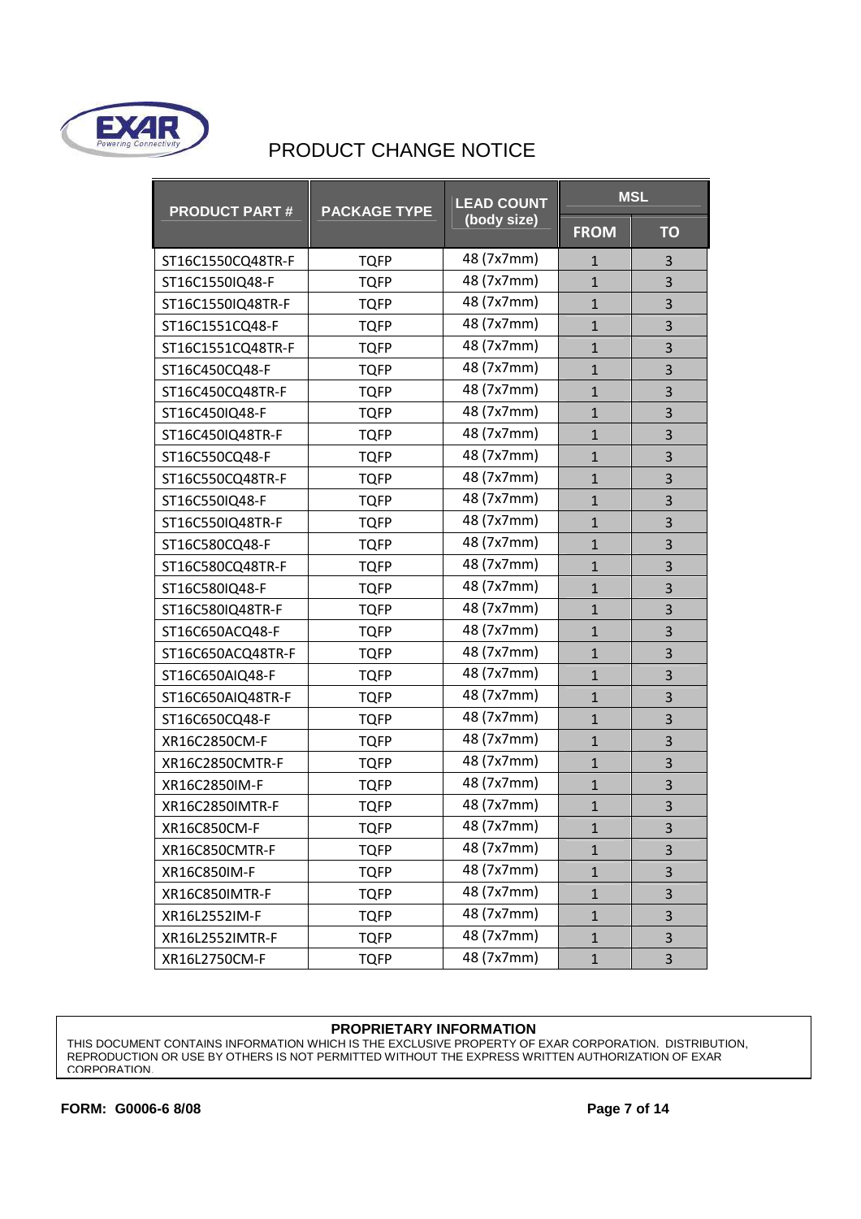# PRODUCT CHANGE NOTICE

| PRODUCT PART # | PACKAGE TYPE | LEAD COUNT (body size) | MSL | |
|---|---|---|---|---|
| | | | FROM | TO |
| ST16C1550CQ48TR-F | TQFP | 48 (7x7mm) | 1 | 3 |
| ST16C1550IQ48-F | TQFP | 48 (7x7mm) | 1 | 3 |
| ST16C1550IQ48TR-F | TQFP | 48 (7x7mm) | 1 | 3 |
| ST16C1551CQ48-F | TQFP | 48 (7x7mm) | 1 | 3 |
| ST16C1551CQ48TR-F | TQFP | 48 (7x7mm) | 1 | 3 |
| ST16C450CQ48-F | TQFP | 48 (7x7mm) | 1 | 3 |
| ST16C450CQ48TR-F | TQFP | 48 (7x7mm) | 1 | 3 |
| ST16C450IQ48-F | TQFP | 48 (7x7mm) | 1 | 3 |
| ST16C450IQ48TR-F | TQFP | 48 (7x7mm) | 1 | 3 |
| ST16C550CQ48-F | TQFP | 48 (7x7mm) | 1 | 3 |
| ST16C550CQ48TR-F | TQFP | 48 (7x7mm) | 1 | 3 |
| ST16C550IQ48-F | TQFP | 48 (7x7mm) | 1 | 3 |
| ST16C550IQ48TR-F | TQFP | 48 (7x7mm) | 1 | 3 |
| ST16C580CQ48-F | TQFP | 48 (7x7mm) | 1 | 3 |
| ST16C580CQ48TR-F | TQFP | 48 (7x7mm) | 1 | 3 |
| ST16C580IQ48-F | TQFP | 48 (7x7mm) | 1 | 3 |
| ST16C580IQ48TR-F | TQFP | 48 (7x7mm) | 1 | 3 |
| ST16C650ACQ48-F | TQFP | 48 (7x7mm) | 1 | 3 |
| ST16C650ACQ48TR-F | TQFP | 48 (7x7mm) | 1 | 3 |
| ST16C650AIQ48-F | TQFP | 48 (7x7mm) | 1 | 3 |
| ST16C650AIQ48TR-F | TQFP | 48 (7x7mm) | 1 | 3 |
| ST16C650CQ48-F | TQFP | 48 (7x7mm) | 1 | 3 |
| XR16C2850CM-F | TQFP | 48 (7x7mm) | 1 | 3 |
| XR16C2850CMTR-F | TQFP | 48 (7x7mm) | 1 | 3 |
| XR16C2850IM-F | TQFP | 48 (7x7mm) | 1 | 3 |
| XR16C2850IMTR-F | TQFP | 48 (7x7mm) | 1 | 3 |
| XR16C850CM-F | TQFP | 48 (7x7mm) | 1 | 3 |
| XR16C850CMTR-F | TQFP | 48 (7x7mm) | 1 | 3 |
| XR16C850IM-F | TQFP | 48 (7x7mm) | 1 | 3 |
| XR16C850IMTR-F | TQFP | 48 (7x7mm) | 1 | 3 |
| XR16L2552IM-F | TQFP | 48 (7x7mm) | 1 | 3 |
| XR16L2552IMTR-F | TQFP | 48 (7x7mm) | 1 | 3 |
| XR16L2750CM-F | TQFP | 48 (7x7mm) | 1 | 3 |

**PROPRIETARY INFORMATION**

THIS DOCUMENT CONTAINS INFORMATION WHICH IS THE EXCLUSIVE PROPERTY OF EXAR CORPORATION. DISTRIBUTION, REPRODUCTION OR USE BY OTHERS IS NOT PERMITTED WITHOUT THE EXPRESS WRITTEN AUTHORIZATION OF EXAR CORPORATION.

**FORM: G0006-6 8/08**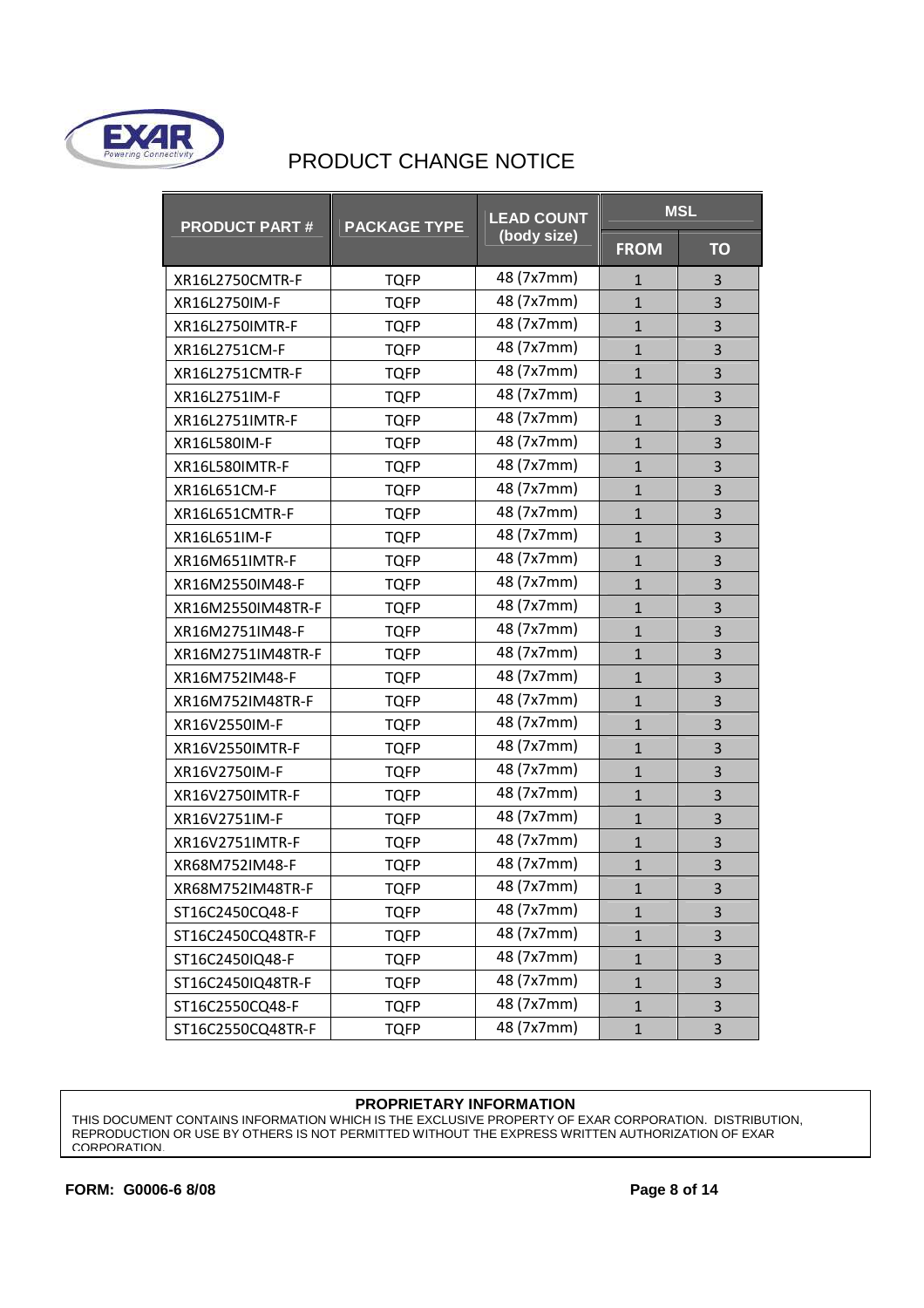# PRODUCT CHANGE NOTICE

| PRODUCT PART # | PACKAGE TYPE | LEAD COUNT (body size) | MSL | |
|---|---|---|---|---|
| | | | FROM | TO |
| XR16L2750CMTR-F | TQFP | 48 (7x7mm) | 1 | 3 |
| XR16L2750IM-F | TQFP | 48 (7x7mm) | 1 | 3 |
| XR16L2750IMTR-F | TQFP | 48 (7x7mm) | 1 | 3 |
| XR16L2751CM-F | TQFP | 48 (7x7mm) | 1 | 3 |
| XR16L2751CMTR-F | TQFP | 48 (7x7mm) | 1 | 3 |
| XR16L2751IM-F | TQFP | 48 (7x7mm) | 1 | 3 |
| XR16L2751IMTR-F | TQFP | 48 (7x7mm) | 1 | 3 |
| XR16L580IM-F | TQFP | 48 (7x7mm) | 1 | 3 |
| XR16L580IMTR-F | TQFP | 48 (7x7mm) | 1 | 3 |
| XR16L651CM-F | TQFP | 48 (7x7mm) | 1 | 3 |
| XR16L651CMTR-F | TQFP | 48 (7x7mm) | 1 | 3 |
| XR16L651IM-F | TQFP | 48 (7x7mm) | 1 | 3 |
| XR16M651IMTR-F | TQFP | 48 (7x7mm) | 1 | 3 |
| XR16M2550IM48-F | TQFP | 48 (7x7mm) | 1 | 3 |
| XR16M2550IM48TR-F | TQFP | 48 (7x7mm) | 1 | 3 |
| XR16M2751IM48-F | TQFP | 48 (7x7mm) | 1 | 3 |
| XR16M2751IM48TR-F | TQFP | 48 (7x7mm) | 1 | 3 |
| XR16M752IM48-F | TQFP | 48 (7x7mm) | 1 | 3 |
| XR16M752IM48TR-F | TQFP | 48 (7x7mm) | 1 | 3 |
| XR16V2550IM-F | TQFP | 48 (7x7mm) | 1 | 3 |
| XR16V2550IMTR-F | TQFP | 48 (7x7mm) | 1 | 3 |
| XR16V2750IM-F | TQFP | 48 (7x7mm) | 1 | 3 |
| XR16V2750IMTR-F | TQFP | 48 (7x7mm) | 1 | 3 |
| XR16V2751IM-F | TQFP | 48 (7x7mm) | 1 | 3 |
| XR16V2751IMTR-F | TQFP | 48 (7x7mm) | 1 | 3 |
| XR68M752IM48-F | TQFP | 48 (7x7mm) | 1 | 3 |
| XR68M752IM48TR-F | TQFP | 48 (7x7mm) | 1 | 3 |
| ST16C2450CQ48-F | TQFP | 48 (7x7mm) | 1 | 3 |
| ST16C2450CQ48TR-F | TQFP | 48 (7x7mm) | 1 | 3 |
| ST16C2450IQ48-F | TQFP | 48 (7x7mm) | 1 | 3 |
| ST16C2450IQ48TR-F | TQFP | 48 (7x7mm) | 1 | 3 |
| ST16C2550CQ48-F | TQFP | 48 (7x7mm) | 1 | 3 |
| ST16C2550CQ48TR-F | TQFP | 48 (7x7mm) | 1 | 3 |

**PROPRIETARY INFORMATION**

THIS DOCUMENT CONTAINS INFORMATION WHICH IS THE EXCLUSIVE PROPERTY OF EXAR CORPORATION. DISTRIBUTION, REPRODUCTION OR USE BY OTHERS IS NOT PERMITTED WITHOUT THE EXPRESS WRITTEN AUTHORIZATION OF EXAR CORPORATION.

**FORM: G0006-6 8/08**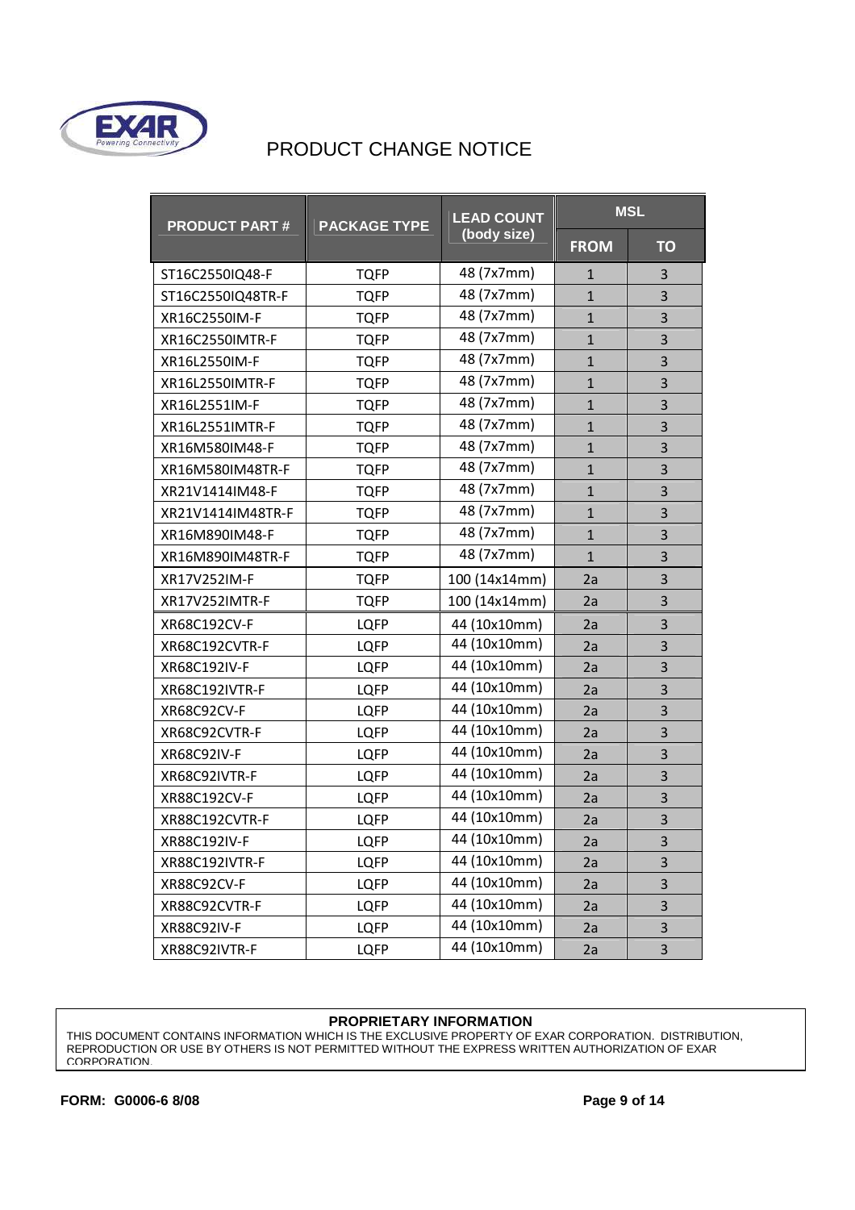# PRODUCT CHANGE NOTICE

| PRODUCT PART # | PACKAGE TYPE | LEAD COUNT (body size) | MSL | |
|---|---|---|---|---|
| | | | FROM | TO |
| ST16C2550IQ48-F | TQFP | 48 (7x7mm) | 1 | 3 |
| ST16C2550IQ48TR-F | TQFP | 48 (7x7mm) | 1 | 3 |
| XR16C2550IM-F | TQFP | 48 (7x7mm) | 1 | 3 |
| XR16C2550IMTR-F | TQFP | 48 (7x7mm) | 1 | 3 |
| XR16L2550IM-F | TQFP | 48 (7x7mm) | 1 | 3 |
| XR16L2550IMTR-F | TQFP | 48 (7x7mm) | 1 | 3 |
| XR16L2551IM-F | TQFP | 48 (7x7mm) | 1 | 3 |
| XR16L2551IMTR-F | TQFP | 48 (7x7mm) | 1 | 3 |
| XR16M580IM48-F | TQFP | 48 (7x7mm) | 1 | 3 |
| XR16M580IM48TR-F | TQFP | 48 (7x7mm) | 1 | 3 |
| XR21V1414IM48-F | TQFP | 48 (7x7mm) | 1 | 3 |
| XR21V1414IM48TR-F | TQFP | 48 (7x7mm) | 1 | 3 |
| XR16M890IM48-F | TQFP | 48 (7x7mm) | 1 | 3 |
| XR16M890IM48TR-F | TQFP | 48 (7x7mm) | 1 | 3 |
| XR17V252IM-F | TQFP | 100 (14x14mm) | 2a | 3 |
| XR17V252IMTR-F | TQFP | 100 (14x14mm) | 2a | 3 |
| XR68C192CV-F | LQFP | 44 (10x10mm) | 2a | 3 |
| XR68C192CVTR-F | LQFP | 44 (10x10mm) | 2a | 3 |
| XR68C192IV-F | LQFP | 44 (10x10mm) | 2a | 3 |
| XR68C192IVTR-F | LQFP | 44 (10x10mm) | 2a | 3 |
| XR68C92CV-F | LQFP | 44 (10x10mm) | 2a | 3 |
| XR68C92CVTR-F | LQFP | 44 (10x10mm) | 2a | 3 |
| XR68C92IV-F | LQFP | 44 (10x10mm) | 2a | 3 |
| XR68C92IVTR-F | LQFP | 44 (10x10mm) | 2a | 3 |
| XR88C192CV-F | LQFP | 44 (10x10mm) | 2a | 3 |
| XR88C192CVTR-F | LQFP | 44 (10x10mm) | 2a | 3 |
| XR88C192IV-F | LQFP | 44 (10x10mm) | 2a | 3 |
| XR88C192IVTR-F | LQFP | 44 (10x10mm) | 2a | 3 |
| XR88C92CV-F | LQFP | 44 (10x10mm) | 2a | 3 |
| XR88C92CVTR-F | LQFP | 44 (10x10mm) | 2a | 3 |
| XR88C92IV-F | LQFP | 44 (10x10mm) | 2a | 3 |
| XR88C92IVTR-F | LQFP | 44 (10x10mm) | 2a | 3 |

**PROPRIETARY INFORMATION**

THIS DOCUMENT CONTAINS INFORMATION WHICH IS THE EXCLUSIVE PROPERTY OF EXAR CORPORATION. DISTRIBUTION, REPRODUCTION OR USE BY OTHERS IS NOT PERMITTED WITHOUT THE EXPRESS WRITTEN AUTHORIZATION OF EXAR CORPORATION.

**FORM: G0006-6 8/08**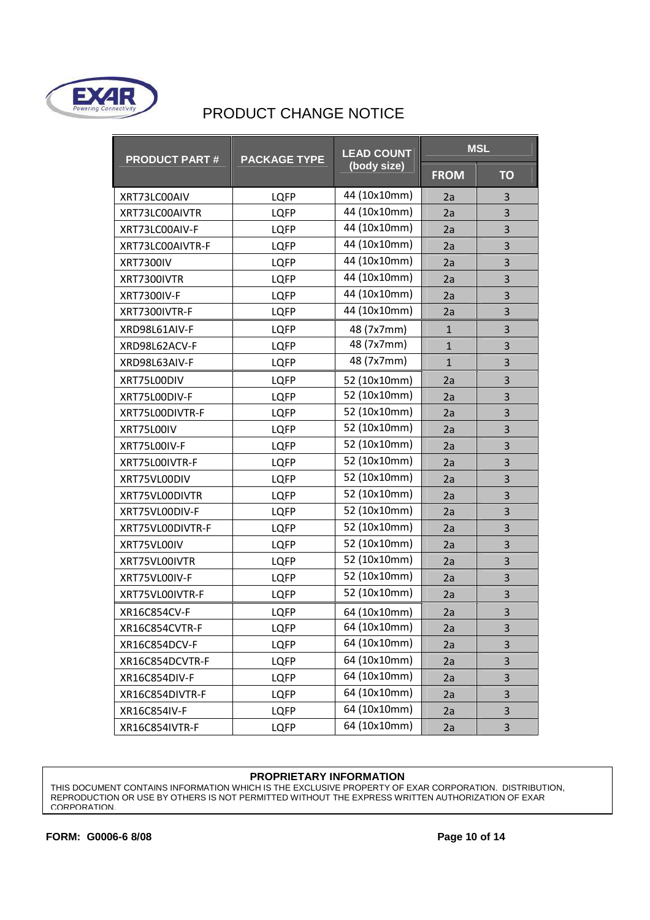# PRODUCT CHANGE NOTICE

| PRODUCT PART # | PACKAGE TYPE | LEAD COUNT (body size) | MSL | |
|---|---|---|---|---|
| | | | FROM | TO |
| XRT73LC00AIV | LQFP | 44 (10x10mm) | 2a | 3 |
| XRT73LC00AIVTR | LQFP | 44 (10x10mm) | 2a | 3 |
| XRT73LC00AIV-F | LQFP | 44 (10x10mm) | 2a | 3 |
| XRT73LC00AIVTR-F | LQFP | 44 (10x10mm) | 2a | 3 |
| XRT7300IV | LQFP | 44 (10x10mm) | 2a | 3 |
| XRT7300IVTR | LQFP | 44 (10x10mm) | 2a | 3 |
| XRT7300IV-F | LQFP | 44 (10x10mm) | 2a | 3 |
| XRT7300IVTR-F | LQFP | 44 (10x10mm) | 2a | 3 |
| XRD98L61AIV-F | LQFP | 48 (7x7mm) | 1 | 3 |
| XRD98L62ACV-F | LQFP | 48 (7x7mm) | 1 | 3 |
| XRD98L63AIV-F | LQFP | 48 (7x7mm) | 1 | 3 |
| XRT75L00DIV | LQFP | 52 (10x10mm) | 2a | 3 |
| XRT75L00DIV-F | LQFP | 52 (10x10mm) | 2a | 3 |
| XRT75L00DIVTR-F | LQFP | 52 (10x10mm) | 2a | 3 |
| XRT75L00IV | LQFP | 52 (10x10mm) | 2a | 3 |
| XRT75L00IV-F | LQFP | 52 (10x10mm) | 2a | 3 |
| XRT75L00IVTR-F | LQFP | 52 (10x10mm) | 2a | 3 |
| XRT75VL00DIV | LQFP | 52 (10x10mm) | 2a | 3 |
| XRT75VL00DIVTR | LQFP | 52 (10x10mm) | 2a | 3 |
| XRT75VL00DIV-F | LQFP | 52 (10x10mm) | 2a | 3 |
| XRT75VL00DIVTR-F | LQFP | 52 (10x10mm) | 2a | 3 |
| XRT75VL00IV | LQFP | 52 (10x10mm) | 2a | 3 |
| XRT75VL00IVTR | LQFP | 52 (10x10mm) | 2a | 3 |
| XRT75VL00IV-F | LQFP | 52 (10x10mm) | 2a | 3 |
| XRT75VL00IVTR-F | LQFP | 52 (10x10mm) | 2a | 3 |
| XR16C854CV-F | LQFP | 64 (10x10mm) | 2a | 3 |
| XR16C854CVTR-F | LQFP | 64 (10x10mm) | 2a | 3 |
| XR16C854DCV-F | LQFP | 64 (10x10mm) | 2a | 3 |
| XR16C854DCVTR-F | LQFP | 64 (10x10mm) | 2a | 3 |
| XR16C854DIV-F | LQFP | 64 (10x10mm) | 2a | 3 |
| XR16C854DIVTR-F | LQFP | 64 (10x10mm) | 2a | 3 |
| XR16C854IV-F | LQFP | 64 (10x10mm) | 2a | 3 |
| XR16C854IVTR-F | LQFP | 64 (10x10mm) | 2a | 3 |

**PROPRIETARY INFORMATION**

THIS DOCUMENT CONTAINS INFORMATION WHICH IS THE EXCLUSIVE PROPERTY OF EXAR CORPORATION. DISTRIBUTION, REPRODUCTION OR USE BY OTHERS IS NOT PERMITTED WITHOUT THE EXPRESS WRITTEN AUTHORIZATION OF EXAR CORPORATION.

**FORM: G0006-6 8/08**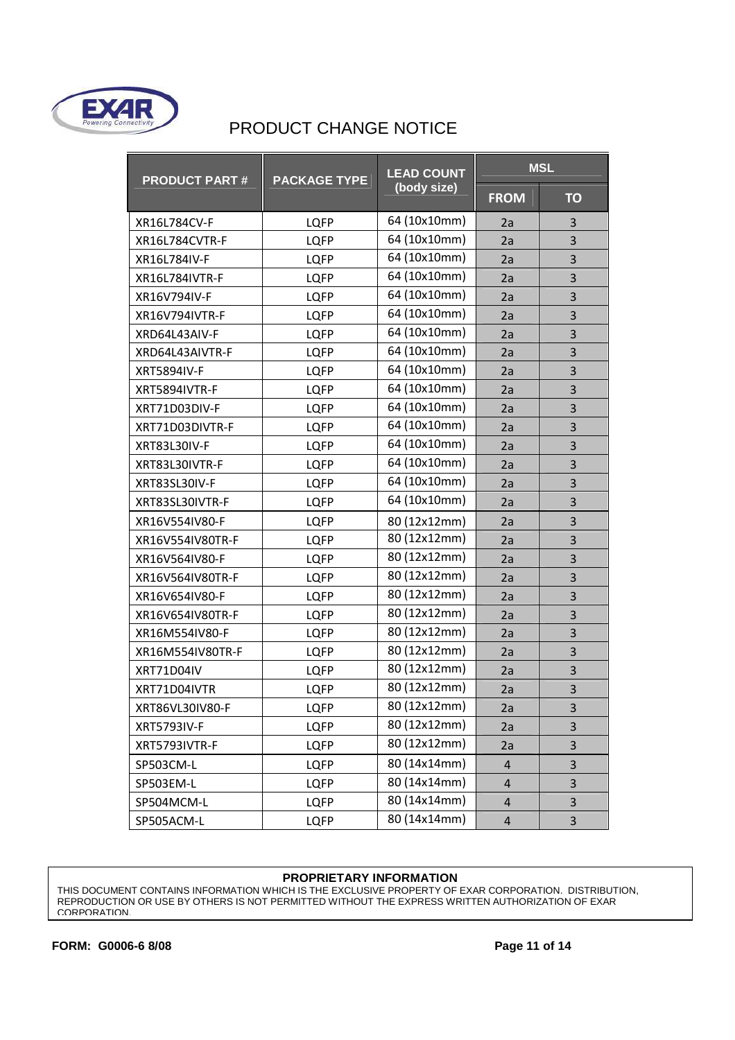# PRODUCT CHANGE NOTICE

| PRODUCT PART # | PACKAGE TYPE | LEAD COUNT (body size) | MSL | |
|---|---|---|---|---|
| | | | FROM | TO |
| XR16L784CV-F | LQFP | 64 (10x10mm) | 2a | 3 |
| XR16L784CVTR-F | LQFP | 64 (10x10mm) | 2a | 3 |
| XR16L784IV-F | LQFP | 64 (10x10mm) | 2a | 3 |
| XR16L784IVTR-F | LQFP | 64 (10x10mm) | 2a | 3 |
| XR16V794IV-F | LQFP | 64 (10x10mm) | 2a | 3 |
| XR16V794IVTR-F | LQFP | 64 (10x10mm) | 2a | 3 |
| XRD64L43AIV-F | LQFP | 64 (10x10mm) | 2a | 3 |
| XRD64L43AIVTR-F | LQFP | 64 (10x10mm) | 2a | 3 |
| XRT5894IV-F | LQFP | 64 (10x10mm) | 2a | 3 |
| XRT5894IVTR-F | LQFP | 64 (10x10mm) | 2a | 3 |
| XRT71D03DIV-F | LQFP | 64 (10x10mm) | 2a | 3 |
| XRT71D03DIVTR-F | LQFP | 64 (10x10mm) | 2a | 3 |
| XRT83L30IV-F | LQFP | 64 (10x10mm) | 2a | 3 |
| XRT83L30IVTR-F | LQFP | 64 (10x10mm) | 2a | 3 |
| XRT83SL30IV-F | LQFP | 64 (10x10mm) | 2a | 3 |
| XRT83SL30IVTR-F | LQFP | 64 (10x10mm) | 2a | 3 |
| XR16V554IV80-F | LQFP | 80 (12x12mm) | 2a | 3 |
| XR16V554IV80TR-F | LQFP | 80 (12x12mm) | 2a | 3 |
| XR16V564IV80-F | LQFP | 80 (12x12mm) | 2a | 3 |
| XR16V564IV80TR-F | LQFP | 80 (12x12mm) | 2a | 3 |
| XR16V654IV80-F | LQFP | 80 (12x12mm) | 2a | 3 |
| XR16V654IV80TR-F | LQFP | 80 (12x12mm) | 2a | 3 |
| XR16M554IV80-F | LQFP | 80 (12x12mm) | 2a | 3 |
| XR16M554IV80TR-F | LQFP | 80 (12x12mm) | 2a | 3 |
| XRT71D04IV | LQFP | 80 (12x12mm) | 2a | 3 |
| XRT71D04IVTR | LQFP | 80 (12x12mm) | 2a | 3 |
| XRT86VL30IV80-F | LQFP | 80 (12x12mm) | 2a | 3 |
| XRT5793IV-F | LQFP | 80 (12x12mm) | 2a | 3 |
| XRT5793IVTR-F | LQFP | 80 (12x12mm) | 2a | 3 |
| SP503CM-L | LQFP | 80 (14x14mm) | 4 | 3 |
| SP503EM-L | LQFP | 80 (14x14mm) | 4 | 3 |
| SP504MCM-L | LQFP | 80 (14x14mm) | 4 | 3 |
| SP505ACM-L | LQFP | 80 (14x14mm) | 4 | 3 |

**PROPRIETARY INFORMATION**

THIS DOCUMENT CONTAINS INFORMATION WHICH IS THE EXCLUSIVE PROPERTY OF EXAR CORPORATION. DISTRIBUTION, REPRODUCTION OR USE BY OTHERS IS NOT PERMITTED WITHOUT THE EXPRESS WRITTEN AUTHORIZATION OF EXAR CORPORATION.

**FORM: G0006-6 8/08**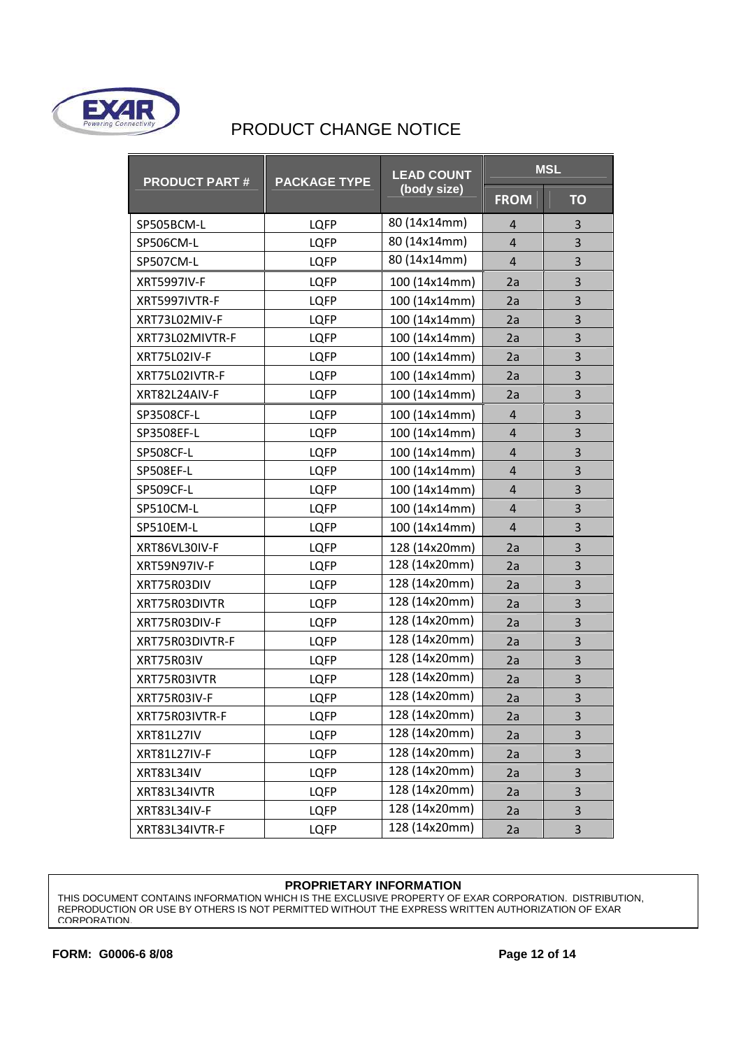# PRODUCT CHANGE NOTICE

| PRODUCT PART # | PACKAGE TYPE | LEAD COUNT (body size) | MSL | |
|---|---|---|---|---|
| | | | FROM | TO |
| SP505BCM-L | LQFP | 80 (14x14mm) | 4 | 3 |
| SP506CM-L | LQFP | 80 (14x14mm) | 4 | 3 |
| SP507CM-L | LQFP | 80 (14x14mm) | 4 | 3 |
| XRT5997IV-F | LQFP | 100 (14x14mm) | 2a | 3 |
| XRT5997IVTR-F | LQFP | 100 (14x14mm) | 2a | 3 |
| XRT73L02MIV-F | LQFP | 100 (14x14mm) | 2a | 3 |
| XRT73L02MIVTR-F | LQFP | 100 (14x14mm) | 2a | 3 |
| XRT75L02IV-F | LQFP | 100 (14x14mm) | 2a | 3 |
| XRT75L02IVTR-F | LQFP | 100 (14x14mm) | 2a | 3 |
| XRT82L24AIV-F | LQFP | 100 (14x14mm) | 2a | 3 |
| SP3508CF-L | LQFP | 100 (14x14mm) | 4 | 3 |
| SP3508EF-L | LQFP | 100 (14x14mm) | 4 | 3 |
| SP508CF-L | LQFP | 100 (14x14mm) | 4 | 3 |
| SP508EF-L | LQFP | 100 (14x14mm) | 4 | 3 |
| SP509CF-L | LQFP | 100 (14x14mm) | 4 | 3 |
| SP510CM-L | LQFP | 100 (14x14mm) | 4 | 3 |
| SP510EM-L | LQFP | 100 (14x14mm) | 4 | 3 |
| XRT86VL30IV-F | LQFP | 128 (14x20mm) | 2a | 3 |
| XRT59N97IV-F | LQFP | 128 (14x20mm) | 2a | 3 |
| XRT75R03DIV | LQFP | 128 (14x20mm) | 2a | 3 |
| XRT75R03DIVTR | LQFP | 128 (14x20mm) | 2a | 3 |
| XRT75R03DIV-F | LQFP | 128 (14x20mm) | 2a | 3 |
| XRT75R03DIVTR-F | LQFP | 128 (14x20mm) | 2a | 3 |
| XRT75R03IV | LQFP | 128 (14x20mm) | 2a | 3 |
| XRT75R03IVTR | LQFP | 128 (14x20mm) | 2a | 3 |
| XRT75R03IV-F | LQFP | 128 (14x20mm) | 2a | 3 |
| XRT75R03IVTR-F | LQFP | 128 (14x20mm) | 2a | 3 |
| XRT81L27IV | LQFP | 128 (14x20mm) | 2a | 3 |
| XRT81L27IV-F | LQFP | 128 (14x20mm) | 2a | 3 |
| XRT83L34IV | LQFP | 128 (14x20mm) | 2a | 3 |
| XRT83L34IVTR | LQFP | 128 (14x20mm) | 2a | 3 |
| XRT83L34IV-F | LQFP | 128 (14x20mm) | 2a | 3 |
| XRT83L34IVTR-F | LQFP | 128 (14x20mm) | 2a | 3 |

**PROPRIETARY INFORMATION**

THIS DOCUMENT CONTAINS INFORMATION WHICH IS THE EXCLUSIVE PROPERTY OF EXAR CORPORATION. DISTRIBUTION, REPRODUCTION OR USE BY OTHERS IS NOT PERMITTED WITHOUT THE EXPRESS WRITTEN AUTHORIZATION OF EXAR CORPORATION.

**FORM: G0006-6 8/08**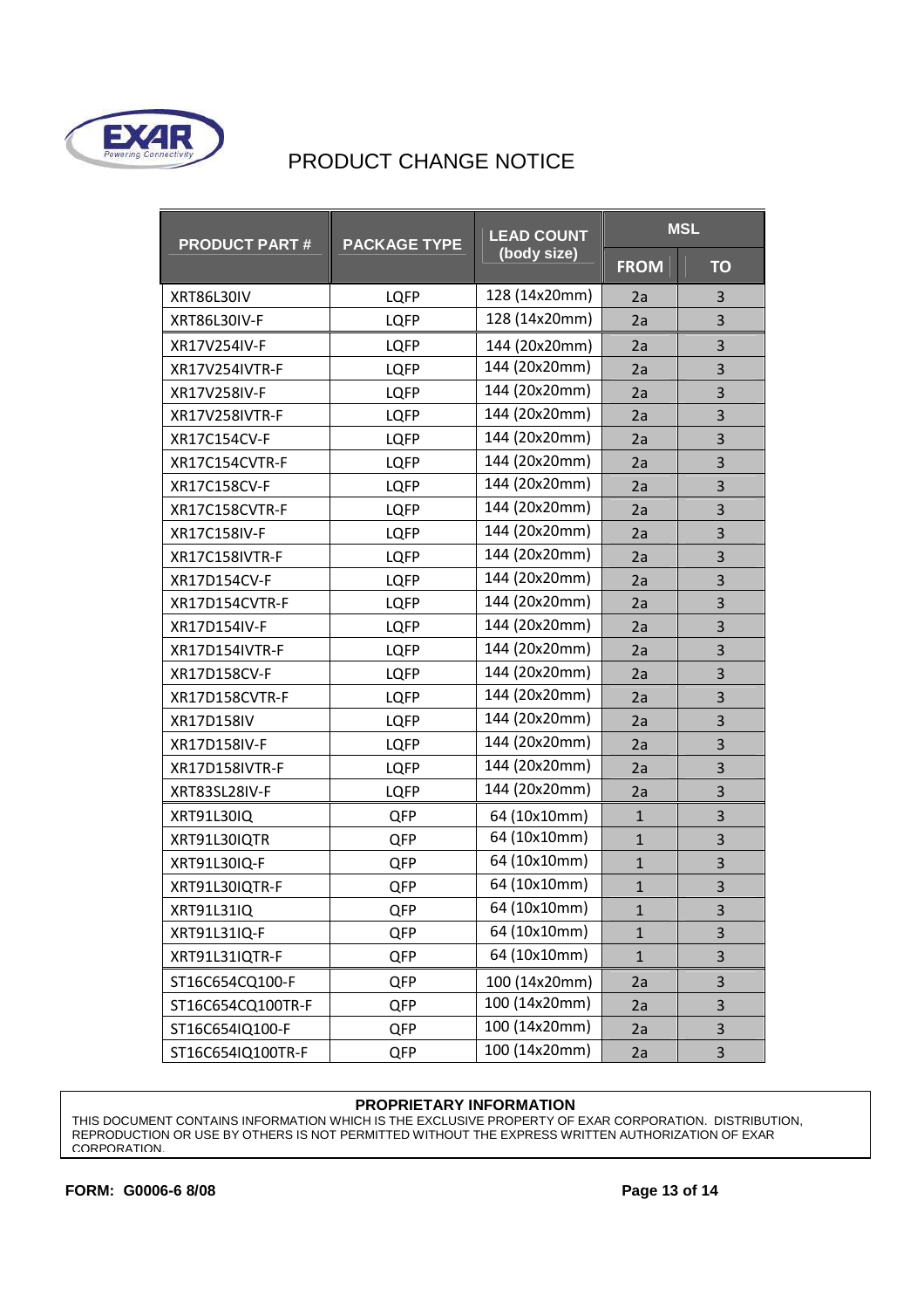# PRODUCT CHANGE NOTICE

| PRODUCT PART # | PACKAGE TYPE | LEAD COUNT (body size) | MSL | |
|---|---|---|---|---|
| | | | FROM | TO |
| XRT86L30IV | LQFP | 128 (14x20mm) | 2a | 3 |
| XRT86L30IV-F | LQFP | 128 (14x20mm) | 2a | 3 |
| XR17V254IV-F | LQFP | 144 (20x20mm) | 2a | 3 |
| XR17V254IVTR-F | LQFP | 144 (20x20mm) | 2a | 3 |
| XR17V258IV-F | LQFP | 144 (20x20mm) | 2a | 3 |
| XR17V258IVTR-F | LQFP | 144 (20x20mm) | 2a | 3 |
| XR17C154CV-F | LQFP | 144 (20x20mm) | 2a | 3 |
| XR17C154CVTR-F | LQFP | 144 (20x20mm) | 2a | 3 |
| XR17C158CV-F | LQFP | 144 (20x20mm) | 2a | 3 |
| XR17C158CVTR-F | LQFP | 144 (20x20mm) | 2a | 3 |
| XR17C158IV-F | LQFP | 144 (20x20mm) | 2a | 3 |
| XR17C158IVTR-F | LQFP | 144 (20x20mm) | 2a | 3 |
| XR17D154CV-F | LQFP | 144 (20x20mm) | 2a | 3 |
| XR17D154CVTR-F | LQFP | 144 (20x20mm) | 2a | 3 |
| XR17D154IV-F | LQFP | 144 (20x20mm) | 2a | 3 |
| XR17D154IVTR-F | LQFP | 144 (20x20mm) | 2a | 3 |
| XR17D158CV-F | LQFP | 144 (20x20mm) | 2a | 3 |
| XR17D158CVTR-F | LQFP | 144 (20x20mm) | 2a | 3 |
| XR17D158IV | LQFP | 144 (20x20mm) | 2a | 3 |
| XR17D158IV-F | LQFP | 144 (20x20mm) | 2a | 3 |
| XR17D158IVTR-F | LQFP | 144 (20x20mm) | 2a | 3 |
| XRT83SL28IV-F | LQFP | 144 (20x20mm) | 2a | 3 |
| XRT91L30IQ | QFP | 64 (10x10mm) | 1 | 3 |
| XRT91L30IQTR | QFP | 64 (10x10mm) | 1 | 3 |
| XRT91L30IQ-F | QFP | 64 (10x10mm) | 1 | 3 |
| XRT91L30IQTR-F | QFP | 64 (10x10mm) | 1 | 3 |
| XRT91L31IQ | QFP | 64 (10x10mm) | 1 | 3 |
| XRT91L31IQ-F | QFP | 64 (10x10mm) | 1 | 3 |
| XRT91L31IQTR-F | QFP | 64 (10x10mm) | 1 | 3 |
| ST16C654CQ100-F | QFP | 100 (14x20mm) | 2a | 3 |
| ST16C654CQ100TR-F | QFP | 100 (14x20mm) | 2a | 3 |
| ST16C654IQ100-F | QFP | 100 (14x20mm) | 2a | 3 |
| ST16C654IQ100TR-F | QFP | 100 (14x20mm) | 2a | 3 |

**PROPRIETARY INFORMATION**

THIS DOCUMENT CONTAINS INFORMATION WHICH IS THE EXCLUSIVE PROPERTY OF EXAR CORPORATION. DISTRIBUTION, REPRODUCTION OR USE BY OTHERS IS NOT PERMITTED WITHOUT THE EXPRESS WRITTEN AUTHORIZATION OF EXAR CORPORATION.

**FORM: G0006-6 8/08**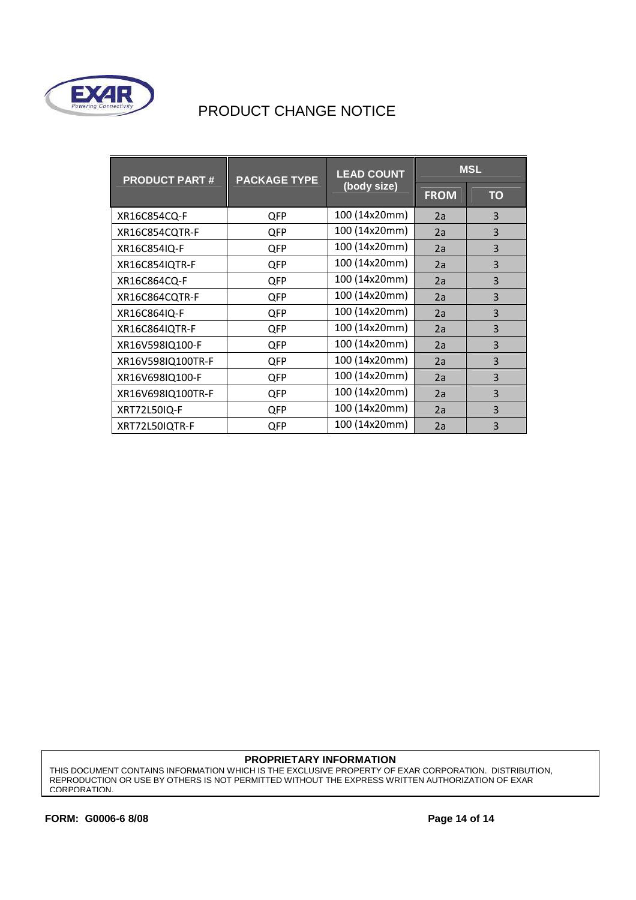# PRODUCT CHANGE NOTICE

| PRODUCT PART # | PACKAGE TYPE | LEAD COUNT (body size) | MSL | |
|---|---|---|---|---|
| | | | FROM | TO |
| XR16C854CQ-F | QFP | 100 (14x20mm) | 2a | 3 |
| XR16C854CQTR-F | QFP | 100 (14x20mm) | 2a | 3 |
| XR16C854IQ-F | QFP | 100 (14x20mm) | 2a | 3 |
| XR16C854IQTR-F | QFP | 100 (14x20mm) | 2a | 3 |
| XR16C864CQ-F | QFP | 100 (14x20mm) | 2a | 3 |
| XR16C864CQTR-F | QFP | 100 (14x20mm) | 2a | 3 |
| XR16C864IQ-F | QFP | 100 (14x20mm) | 2a | 3 |
| XR16C864IQTR-F | QFP | 100 (14x20mm) | 2a | 3 |
| XR16V598IQ100-F | QFP | 100 (14x20mm) | 2a | 3 |
| XR16V598IQ100TR-F | QFP | 100 (14x20mm) | 2a | 3 |
| XR16V698IQ100-F | QFP | 100 (14x20mm) | 2a | 3 |
| XR16V698IQ100TR-F | QFP | 100 (14x20mm) | 2a | 3 |
| XRT72L50IQ-F | QFP | 100 (14x20mm) | 2a | 3 |
| XRT72L50IQTR-F | QFP | 100 (14x20mm) | 2a | 3 |

**PROPRIETARY INFORMATION**

THIS DOCUMENT CONTAINS INFORMATION WHICH IS THE EXCLUSIVE PROPERTY OF EXAR CORPORATION. DISTRIBUTION, REPRODUCTION OR USE BY OTHERS IS NOT PERMITTED WITHOUT THE EXPRESS WRITTEN AUTHORIZATION OF EXAR CORPORATION.

**FORM: G0006-6 8/08**